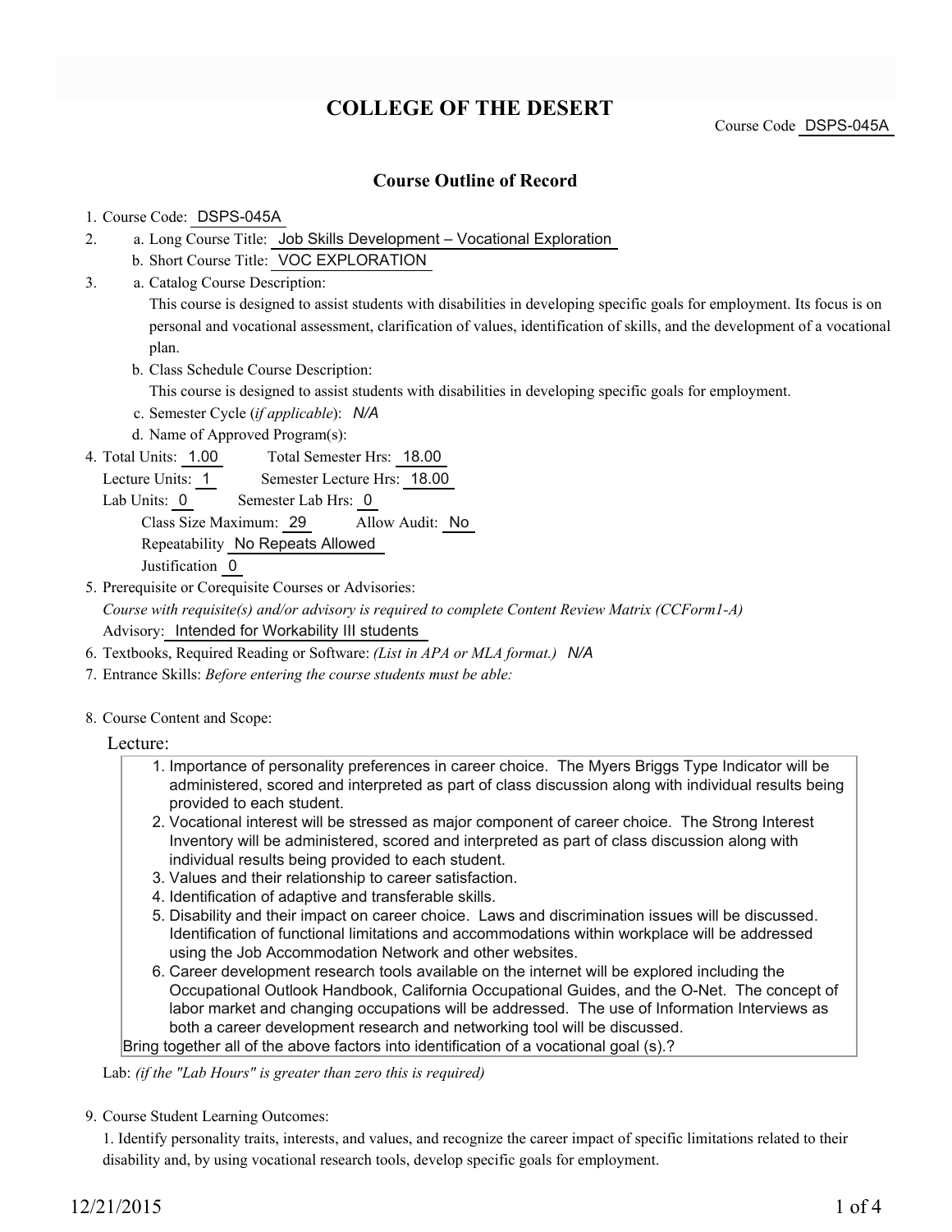# COLLEGE OF THE DESERT

Course Code DSPS-045A

## Course Outline of Record

1. Course Code: DSPS-045A
2. a. Long Course Title: Job Skills Development – Vocational Exploration
   b. Short Course Title: VOC EXPLORATION
3. a. Catalog Course Description:
   This course is designed to assist students with disabilities in developing specific goals for employment. Its focus is on personal and vocational assessment, clarification of values, identification of skills, and the development of a vocational plan.
   b. Class Schedule Course Description:
   This course is designed to assist students with disabilities in developing specific goals for employment.
   c. Semester Cycle (*if applicable*): *N/A*
   d. Name of Approved Program(s):
4. Total Units: 1.00 Total Semester Hrs: 18.00
   Lecture Units: 1 Semester Lecture Hrs: 18.00
   Lab Units: 0 Semester Lab Hrs: 0
   Class Size Maximum: 29 Allow Audit: No
   Repeatability No Repeats Allowed
   Justification 0
5. Prerequisite or Corequisite Courses or Advisories:
   *Course with requisite(s) and/or advisory is required to complete Content Review Matrix (CCForm1-A)*
   Advisory: Intended for Workability III students
6. Textbooks, Required Reading or Software: *(List in APA or MLA format.)* *N/A*
7. Entrance Skills: *Before entering the course students must be able:*
8. Course Content and Scope:

Lecture:

1. Importance of personality preferences in career choice. The Myers Briggs Type Indicator will be administered, scored and interpreted as part of class discussion along with individual results being provided to each student.
2. Vocational interest will be stressed as major component of career choice. The Strong Interest Inventory will be administered, scored and interpreted as part of class discussion along with individual results being provided to each student.
3. Values and their relationship to career satisfaction.
4. Identification of adaptive and transferable skills.
5. Disability and their impact on career choice. Laws and discrimination issues will be discussed. Identification of functional limitations and accommodations within workplace will be addressed using the Job Accommodation Network and other websites.
6. Career development research tools available on the internet will be explored including the Occupational Outlook Handbook, California Occupational Guides, and the O-Net. The concept of labor market and changing occupations will be addressed. The use of Information Interviews as both a career development research and networking tool will be discussed.

Bring together all of the above factors into identification of a vocational goal (s).?

Lab: *(if the "Lab Hours" is greater than zero this is required)*

9. Course Student Learning Outcomes:

1. Identify personality traits, interests, and values, and recognize the career impact of specific limitations related to their disability and, by using vocational research tools, develop specific goals for employment.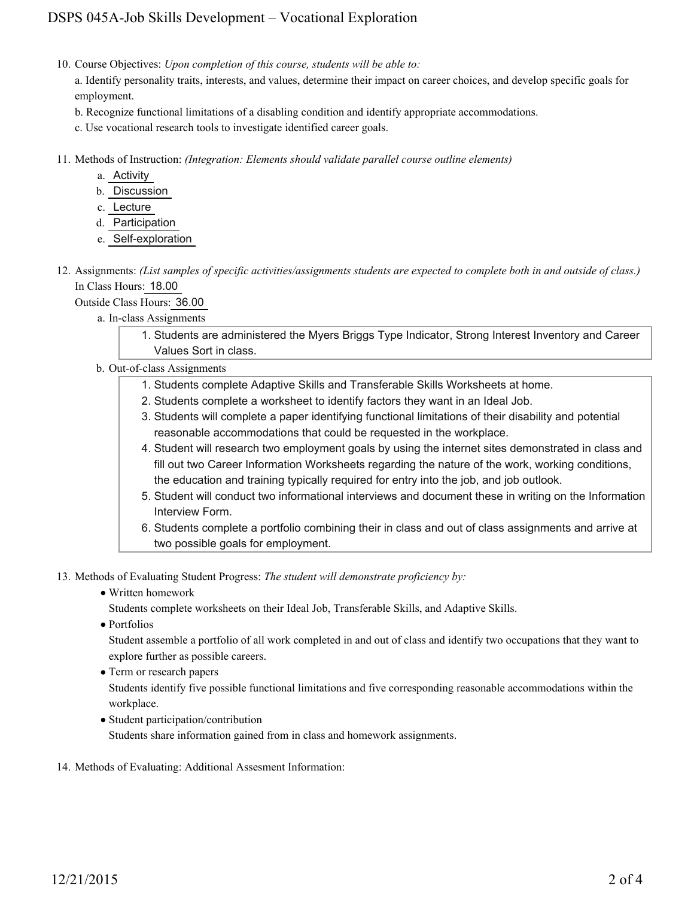10. Course Objectives: *Upon completion of this course, students will be able to:*

    a. Identify personality traits, interests, and values, determine their impact on career choices, and develop specific goals for employment.

    b. Recognize functional limitations of a disabling condition and identify appropriate accommodations.

    c. Use vocational research tools to investigate identified career goals.

11. Methods of Instruction: *(Integration: Elements should validate parallel course outline elements)*

    a. Activity
    b. Discussion
    c. Lecture
    d. Participation
    e. Self-exploration

12. Assignments: *(List samples of specific activities/assignments students are expected to complete both in and outside of class.)*

    In Class Hours: 18.00

    Outside Class Hours: 36.00

    a. In-class Assignments

       1. Students are administered the Myers Briggs Type Indicator, Strong Interest Inventory and Career Values Sort in class.

    b. Out-of-class Assignments

       1. Students complete Adaptive Skills and Transferable Skills Worksheets at home.
       2. Students complete a worksheet to identify factors they want in an Ideal Job.
       3. Students will complete a paper identifying functional limitations of their disability and potential reasonable accommodations that could be requested in the workplace.
       4. Student will research two employment goals by using the internet sites demonstrated in class and fill out two Career Information Worksheets regarding the nature of the work, working conditions, the education and training typically required for entry into the job, and job outlook.
       5. Student will conduct two informational interviews and document these in writing on the Information Interview Form.
       6. Students complete a portfolio combining their in class and out of class assignments and arrive at two possible goals for employment.

13. Methods of Evaluating Student Progress: *The student will demonstrate proficiency by:*

    - Written homework

      Students complete worksheets on their Ideal Job, Transferable Skills, and Adaptive Skills.

    - Portfolios

      Student assemble a portfolio of all work completed in and out of class and identify two occupations that they want to explore further as possible careers.

    - Term or research papers

      Students identify five possible functional limitations and five corresponding reasonable accommodations within the workplace.

    - Student participation/contribution

      Students share information gained from in class and homework assignments.

14. Methods of Evaluating: Additional Assesment Information: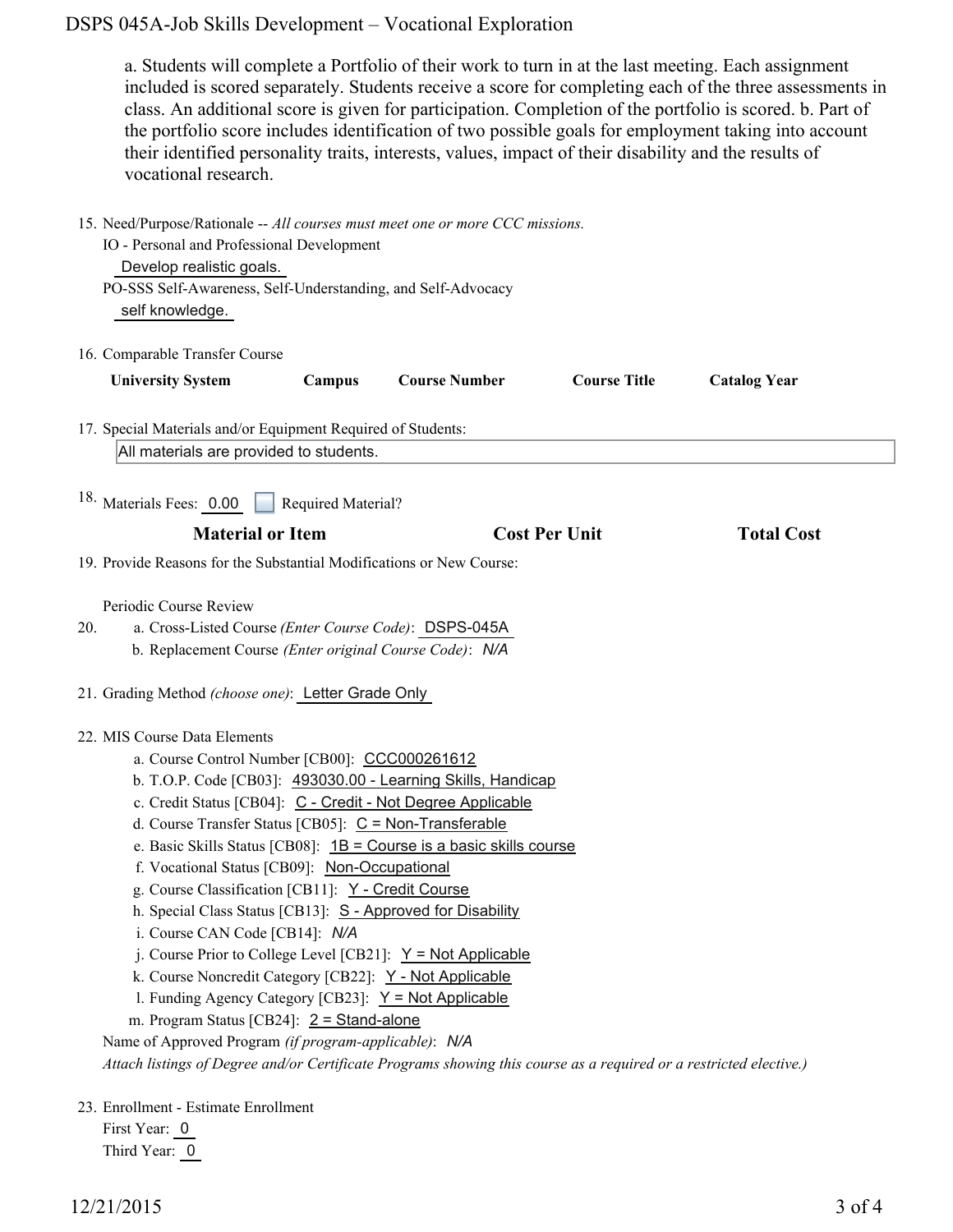a. Students will complete a Portfolio of their work to turn in at the last meeting. Each assignment included is scored separately. Students receive a score for completing each of the three assessments in class. An additional score is given for participation. Completion of the portfolio is scored. b. Part of the portfolio score includes identification of two possible goals for employment taking into account their identified personality traits, interests, values, impact of their disability and the results of vocational research.

15. Need/Purpose/Rationale -- *All courses must meet one or more CCC missions.*
    IO - Personal and Professional Development
    Develop realistic goals.
    PO-SSS Self-Awareness, Self-Understanding, and Self-Advocacy
    self knowledge.

16. Comparable Transfer Course

| University System | Campus | Course Number | Course Title | Catalog Year |
| --- | --- | --- | --- | --- |

17. Special Materials and/or Equipment Required of Students:
    All materials are provided to students.

18. Materials Fees: 0.00 ☐ Required Material?

| Material or Item | Cost Per Unit | Total Cost |
| --- | --- | --- |

19. Provide Reasons for the Substantial Modifications or New Course:

    Periodic Course Review

20. a. Cross-Listed Course *(Enter Course Code)*: DSPS-045A
    b. Replacement Course *(Enter original Course Code)*: *N/A*

21. Grading Method *(choose one)*: Letter Grade Only

22. MIS Course Data Elements
    a. Course Control Number [CB00]: CCC000261612
    b. T.O.P. Code [CB03]: 493030.00 - Learning Skills, Handicap
    c. Credit Status [CB04]: C - Credit - Not Degree Applicable
    d. Course Transfer Status [CB05]: C = Non-Transferable
    e. Basic Skills Status [CB08]: 1B = Course is a basic skills course
    f. Vocational Status [CB09]: Non-Occupational
    g. Course Classification [CB11]: Y - Credit Course
    h. Special Class Status [CB13]: S - Approved for Disability
    i. Course CAN Code [CB14]: *N/A*
    j. Course Prior to College Level [CB21]: Y = Not Applicable
    k. Course Noncredit Category [CB22]: Y - Not Applicable
    l. Funding Agency Category [CB23]: Y = Not Applicable
    m. Program Status [CB24]: 2 = Stand-alone

    Name of Approved Program *(if program-applicable)*: *N/A*
    *Attach listings of Degree and/or Certificate Programs showing this course as a required or a restricted elective.)*

23. Enrollment - Estimate Enrollment
    First Year: 0
    Third Year: 0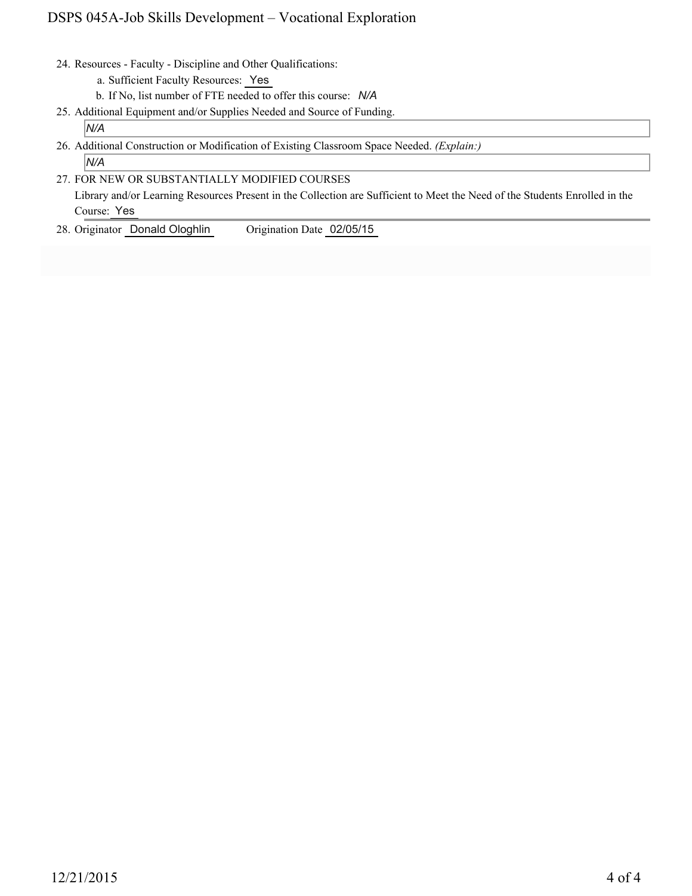24. Resources - Faculty - Discipline and Other Qualifications:
    a. Sufficient Faculty Resources: Yes
    b. If No, list number of FTE needed to offer this course: *N/A*
25. Additional Equipment and/or Supplies Needed and Source of Funding.

    *N/A*
26. Additional Construction or Modification of Existing Classroom Space Needed. *(Explain:)*

    *N/A*
27. FOR NEW OR SUBSTANTIALLY MODIFIED COURSES

    Library and/or Learning Resources Present in the Collection are Sufficient to Meet the Need of the Students Enrolled in the Course: Yes
28. Originator Donald Ologhlin Origination Date 02/05/15